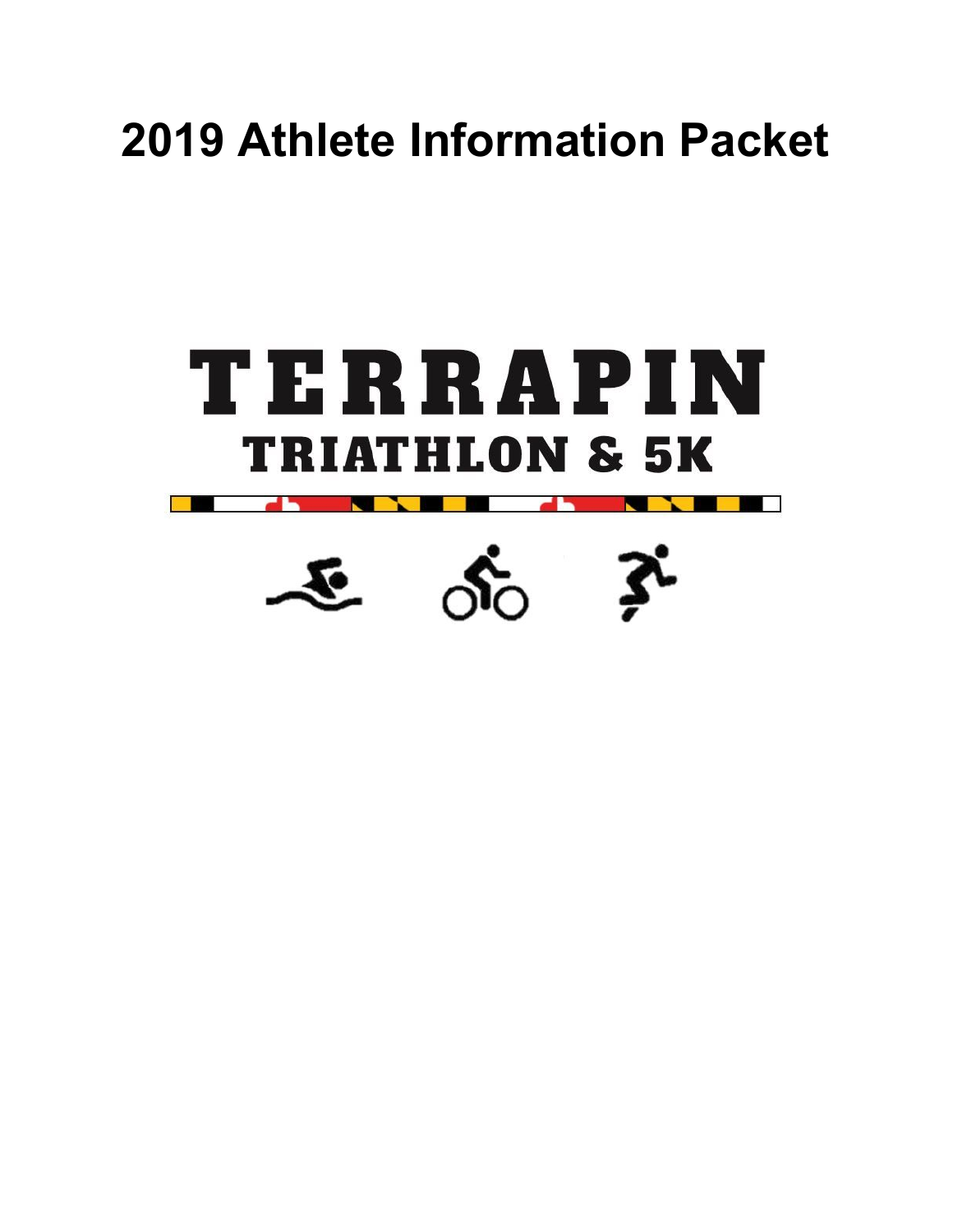# 2019 Athlete Information Packet

# TERRAPIN

## TRIATHLON & 5K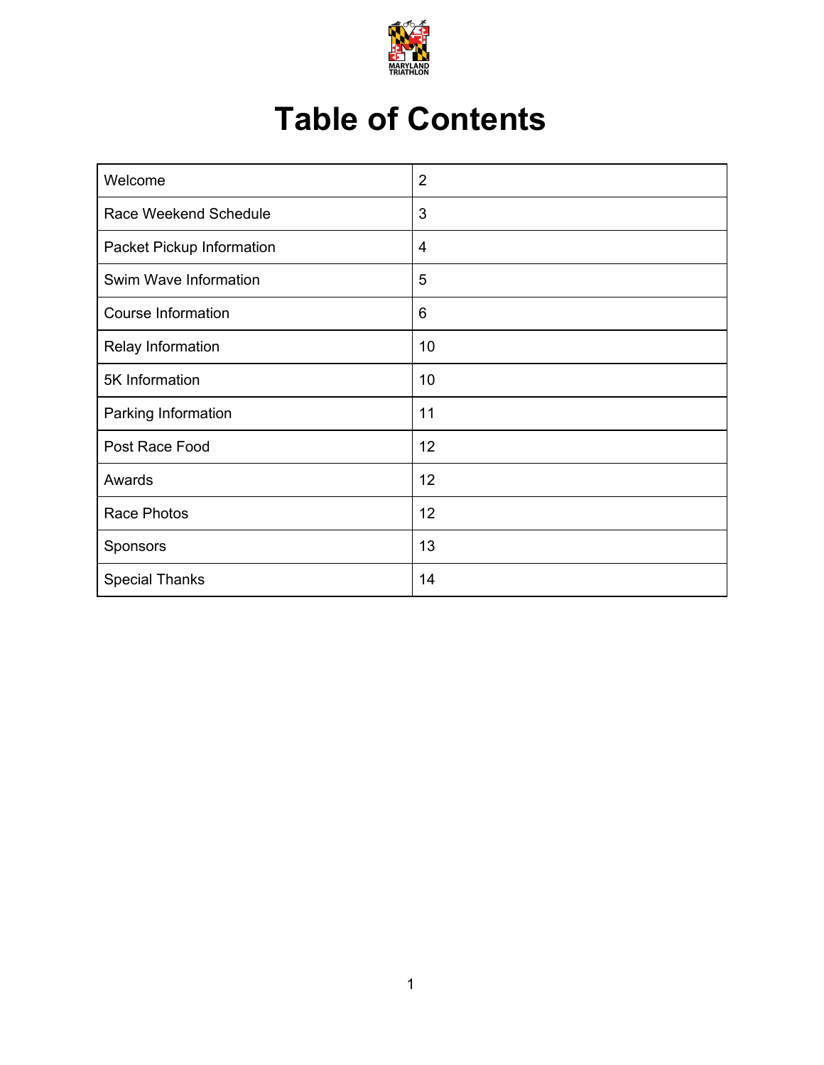# Table of Contents

| Welcome | 2 |
|---|---|
| Race Weekend Schedule | 3 |
| Packet Pickup Information | 4 |
| Swim Wave Information | 5 |
| Course Information | 6 |
| Relay Information | 10 |
| 5K Information | 10 |
| Parking Information | 11 |
| Post Race Food | 12 |
| Awards | 12 |
| Race Photos | 12 |
| Sponsors | 13 |
| Special Thanks | 14 |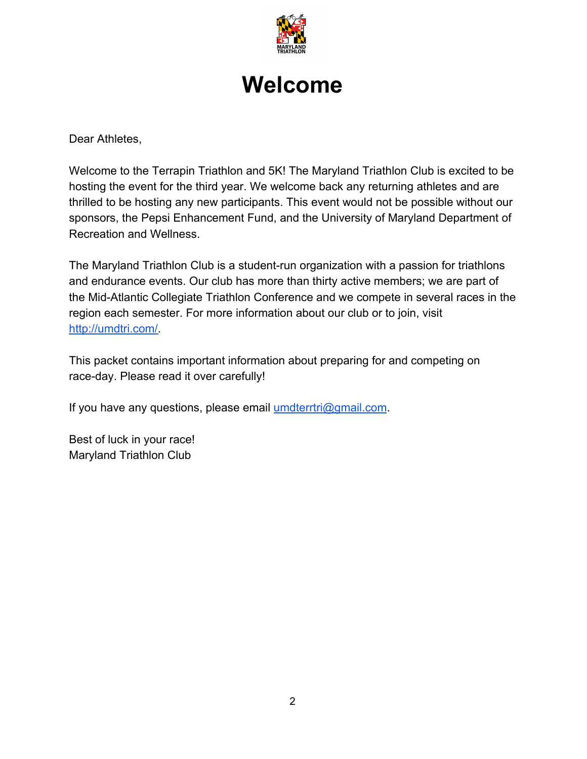# Welcome

Dear Athletes,

Welcome to the Terrapin Triathlon and 5K! The Maryland Triathlon Club is excited to be hosting the event for the third year. We welcome back any returning athletes and are thrilled to be hosting any new participants. This event would not be possible without our sponsors, the Pepsi Enhancement Fund, and the University of Maryland Department of Recreation and Wellness.

The Maryland Triathlon Club is a student-run organization with a passion for triathlons and endurance events. Our club has more than thirty active members; we are part of the Mid-Atlantic Collegiate Triathlon Conference and we compete in several races in the region each semester. For more information about our club or to join, visit [http://umdtri.com/](http://umdtri.com/).

This packet contains important information about preparing for and competing on race-day. Please read it over carefully!

If you have any questions, please email [umdterrtri@gmail.com](mailto:umdterrtri@gmail.com).

Best of luck in your race!
Maryland Triathlon Club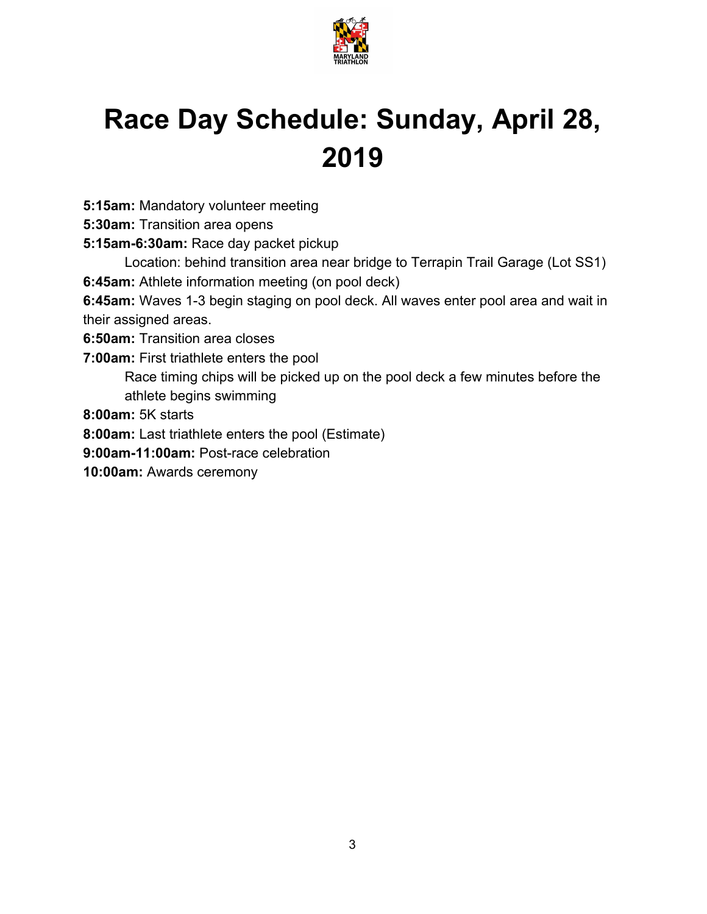# Race Day Schedule: Sunday, April 28, 2019

**5:15am:** Mandatory volunteer meeting
**5:30am:** Transition area opens
**5:15am-6:30am:** Race day packet pickup
  Location: behind transition area near bridge to Terrapin Trail Garage (Lot SS1)
**6:45am:** Athlete information meeting (on pool deck)
**6:45am:** Waves 1-3 begin staging on pool deck. All waves enter pool area and wait in their assigned areas.
**6:50am:** Transition area closes
**7:00am:** First triathlete enters the pool
  Race timing chips will be picked up on the pool deck a few minutes before the athlete begins swimming
**8:00am:** 5K starts
**8:00am:** Last triathlete enters the pool (Estimate)
**9:00am-11:00am:** Post-race celebration
**10:00am:** Awards ceremony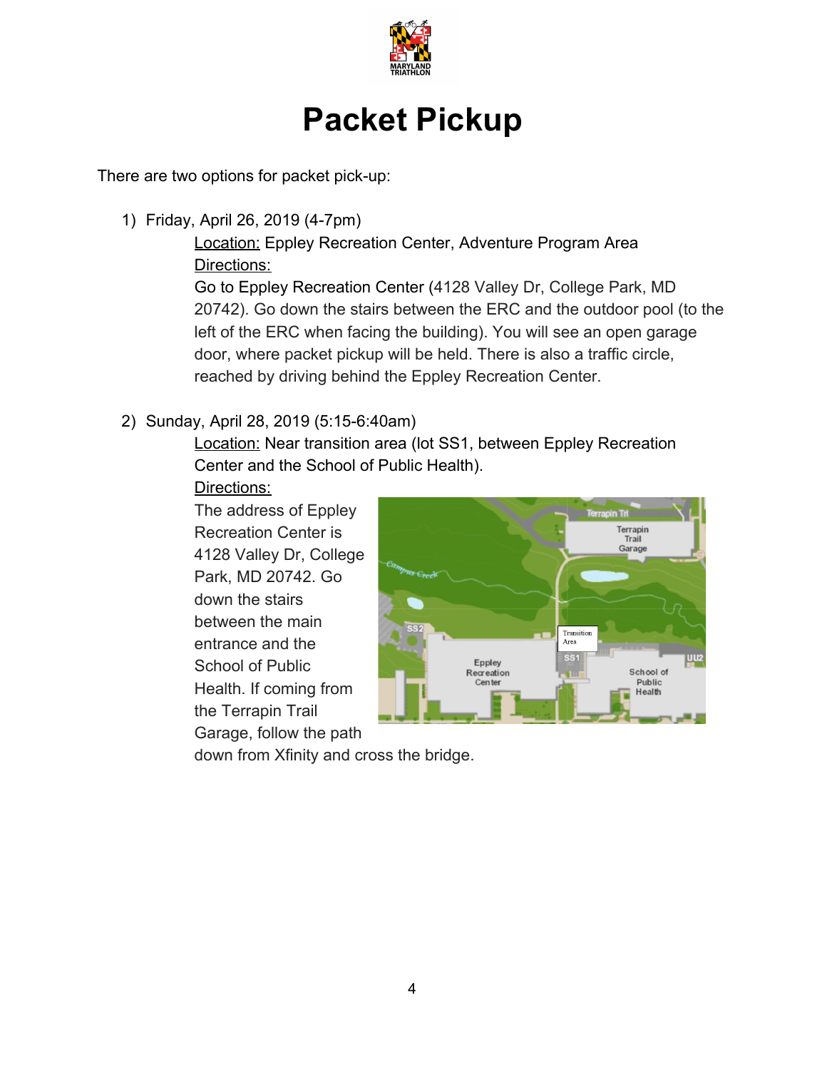# Packet Pickup

There are two options for packet pick-up:

1) Friday, April 26, 2019 (4-7pm)

   Location: Eppley Recreation Center, Adventure Program Area

   Directions:

   Go to Eppley Recreation Center (4128 Valley Dr, College Park, MD 20742). Go down the stairs between the ERC and the outdoor pool (to the left of the ERC when facing the building). You will see an open garage door, where packet pickup will be held. There is also a traffic circle, reached by driving behind the Eppley Recreation Center.

2) Sunday, April 28, 2019 (5:15-6:40am)

   Location: Near transition area (lot SS1, between Eppley Recreation Center and the School of Public Health).

   Directions:

   The address of Eppley Recreation Center is 4128 Valley Dr, College Park, MD 20742. Go down the stairs between the main entrance and the School of Public Health. If coming from the Terrapin Trail Garage, follow the path down from Xfinity and cross the bridge.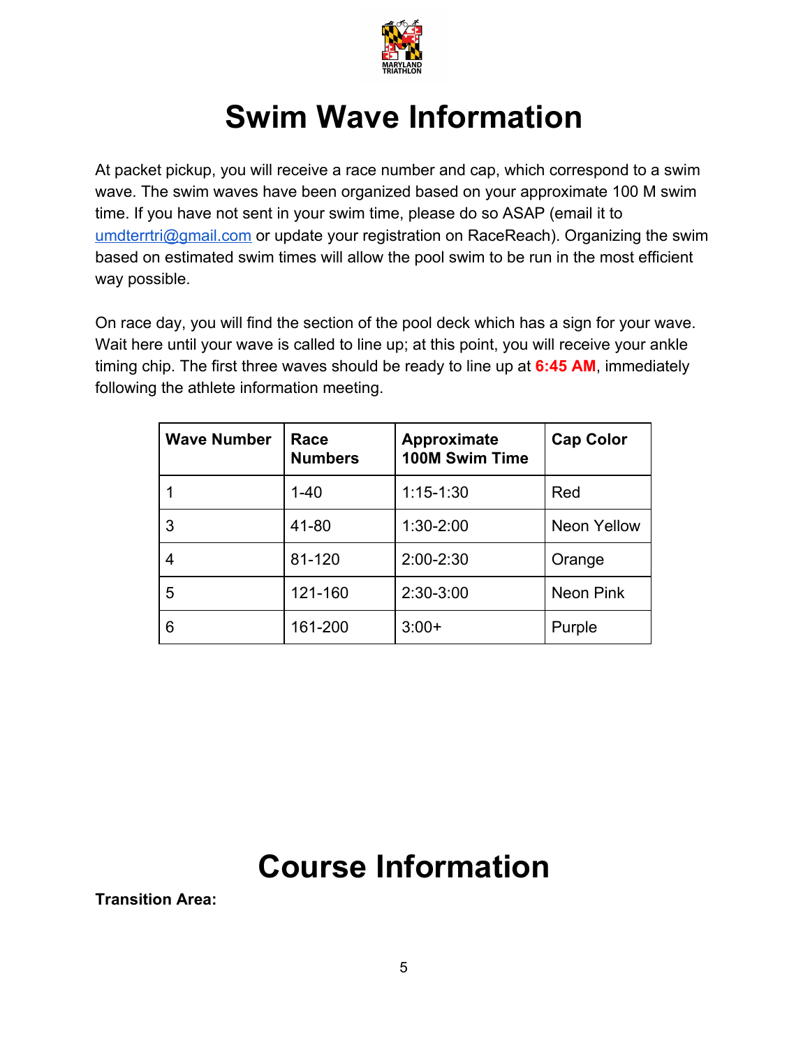# Swim Wave Information

At packet pickup, you will receive a race number and cap, which correspond to a swim wave. The swim waves have been organized based on your approximate 100 M swim time. If you have not sent in your swim time, please do so ASAP (email it to [umdterrtri@gmail.com](mailto:umdterrtri@gmail.com) or update your registration on RaceReach). Organizing the swim based on estimated swim times will allow the pool swim to be run in the most efficient way possible.

On race day, you will find the section of the pool deck which has a sign for your wave. Wait here until your wave is called to line up; at this point, you will receive your ankle timing chip. The first three waves should be ready to line up at **6:45 AM**, immediately following the athlete information meeting.

| Wave Number | Race Numbers | Approximate 100M Swim Time | Cap Color |
|---|---|---|---|
| 1 | 1-40 | 1:15-1:30 | Red |
| 3 | 41-80 | 1:30-2:00 | Neon Yellow |
| 4 | 81-120 | 2:00-2:30 | Orange |
| 5 | 121-160 | 2:30-3:00 | Neon Pink |
| 6 | 161-200 | 3:00+ | Purple |

# Course Information

**Transition Area:**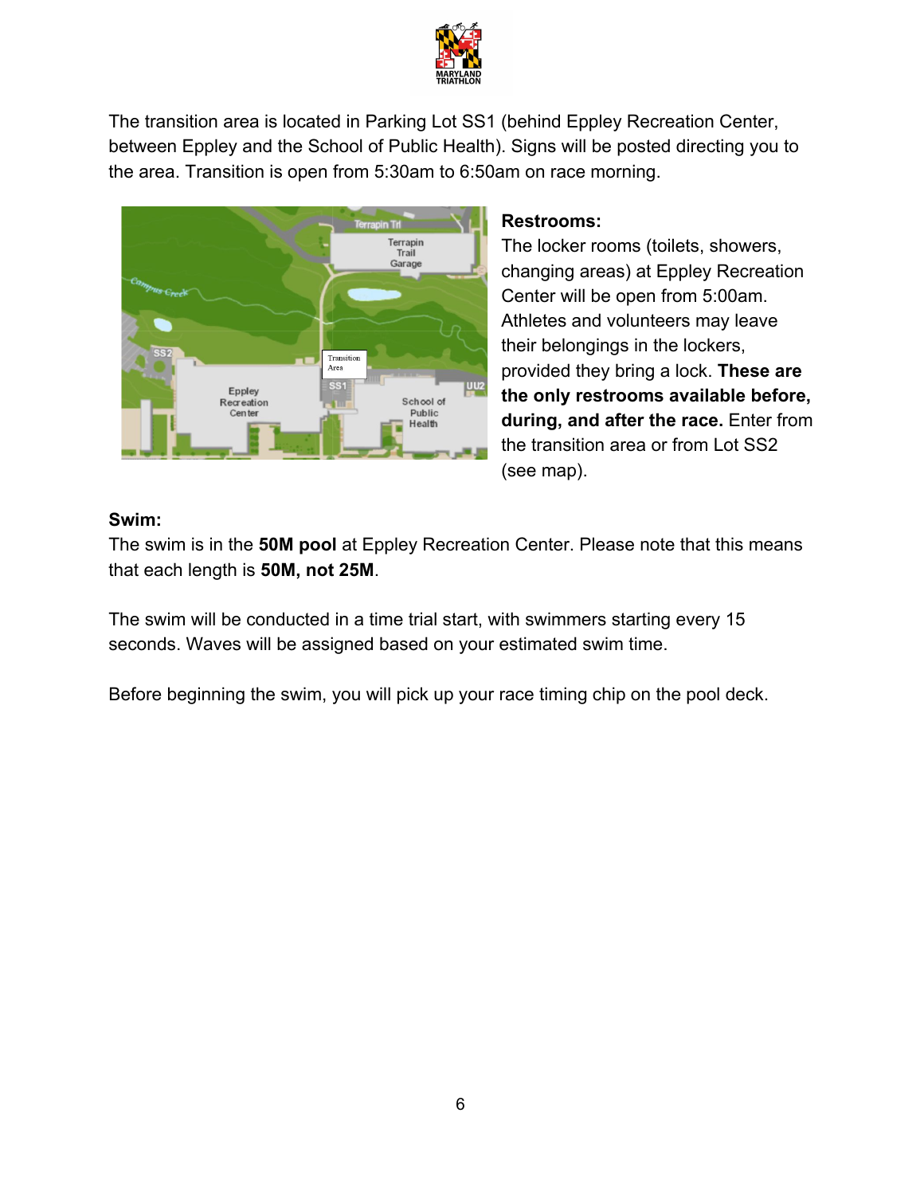The transition area is located in Parking Lot SS1 (behind Eppley Recreation Center, between Eppley and the School of Public Health). Signs will be posted directing you to the area. Transition is open from 5:30am to 6:50am on race morning.

**Restrooms:**
The locker rooms (toilets, showers, changing areas) at Eppley Recreation Center will be open from 5:00am. Athletes and volunteers may leave their belongings in the lockers, provided they bring a lock. **These are the only restrooms available before, during, and after the race.** Enter from the transition area or from Lot SS2 (see map).

**Swim:**
The swim is in the **50M pool** at Eppley Recreation Center. Please note that this means that each length is **50M, not 25M**.

The swim will be conducted in a time trial start, with swimmers starting every 15 seconds. Waves will be assigned based on your estimated swim time.

Before beginning the swim, you will pick up your race timing chip on the pool deck.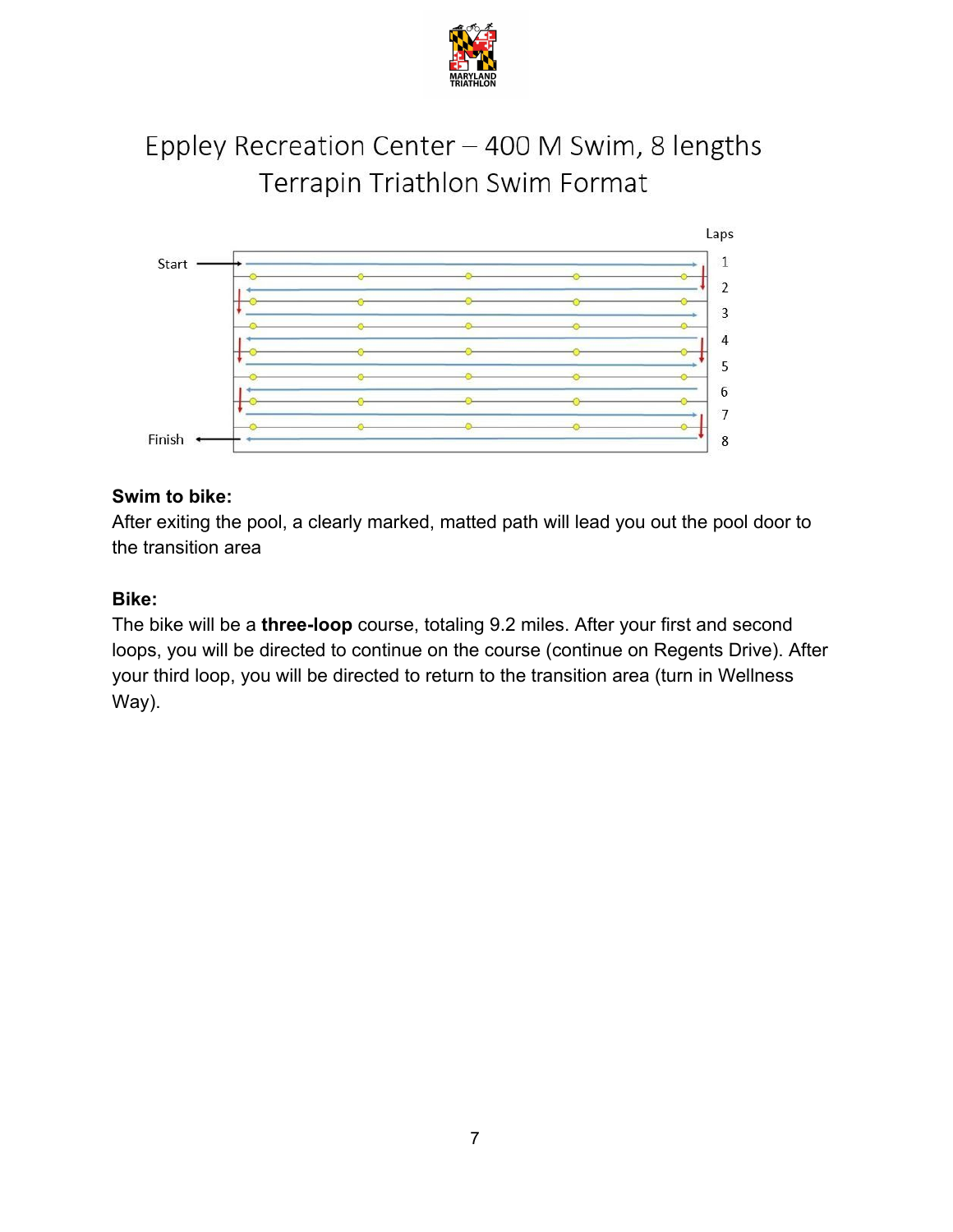# Eppley Recreation Center – 400 M Swim, 8 lengths

## Terrapin Triathlon Swim Format

Laps

Start

Finish

1
2
3
4
5
6
7
8

**Swim to bike:**

After exiting the pool, a clearly marked, matted path will lead you out the pool door to the transition area

**Bike:**

The bike will be a **three-loop** course, totaling 9.2 miles. After your first and second loops, you will be directed to continue on the course (continue on Regents Drive). After your third loop, you will be directed to return to the transition area (turn in Wellness Way).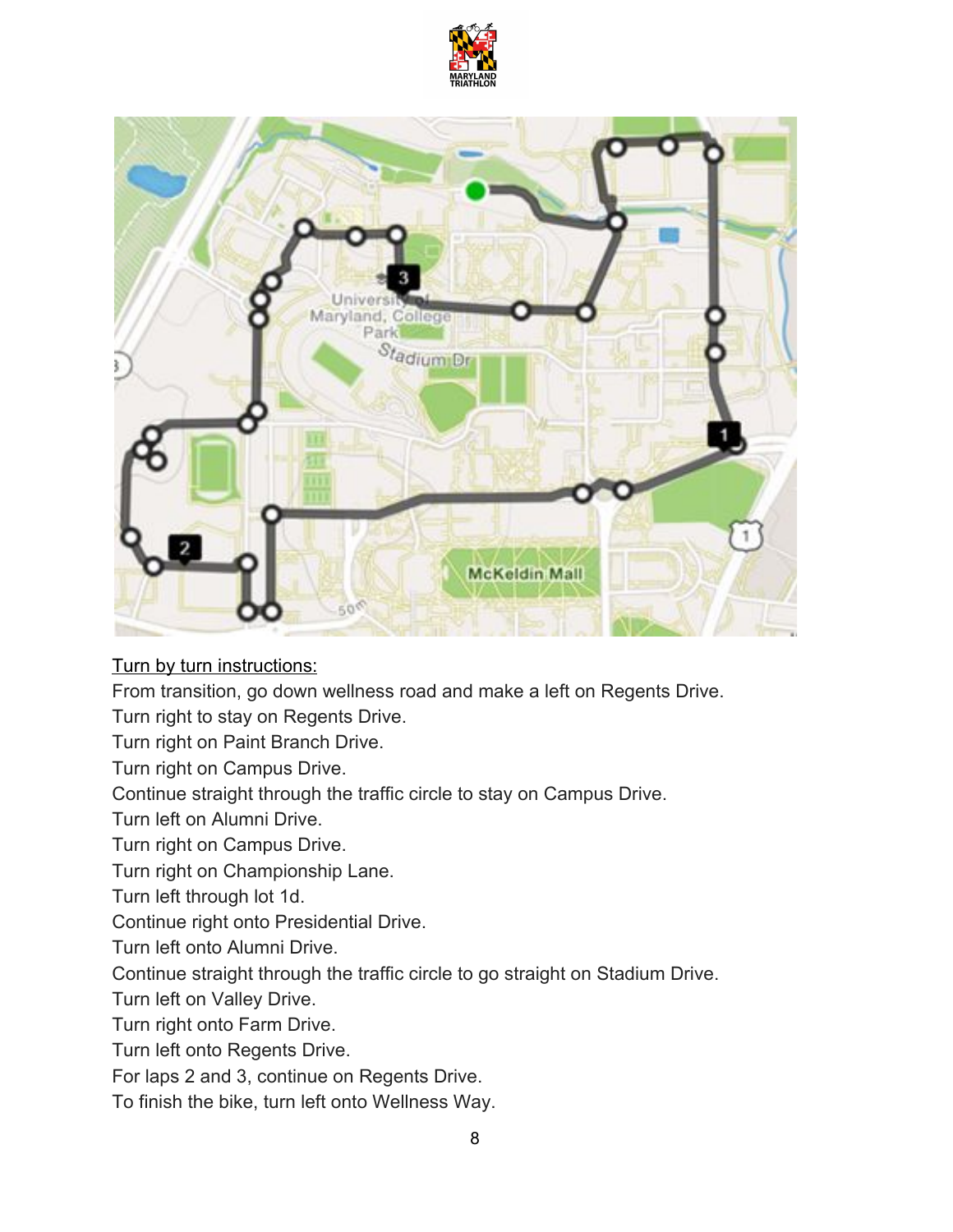Turn by turn instructions:

From transition, go down wellness road and make a left on Regents Drive.
Turn right to stay on Regents Drive.
Turn right on Paint Branch Drive.
Turn right on Campus Drive.
Continue straight through the traffic circle to stay on Campus Drive.
Turn left on Alumni Drive.
Turn right on Campus Drive.
Turn right on Championship Lane.
Turn left through lot 1d.
Continue right onto Presidential Drive.
Turn left onto Alumni Drive.
Continue straight through the traffic circle to go straight on Stadium Drive.
Turn left on Valley Drive.
Turn right onto Farm Drive.
Turn left onto Regents Drive.
For laps 2 and 3, continue on Regents Drive.
To finish the bike, turn left onto Wellness Way.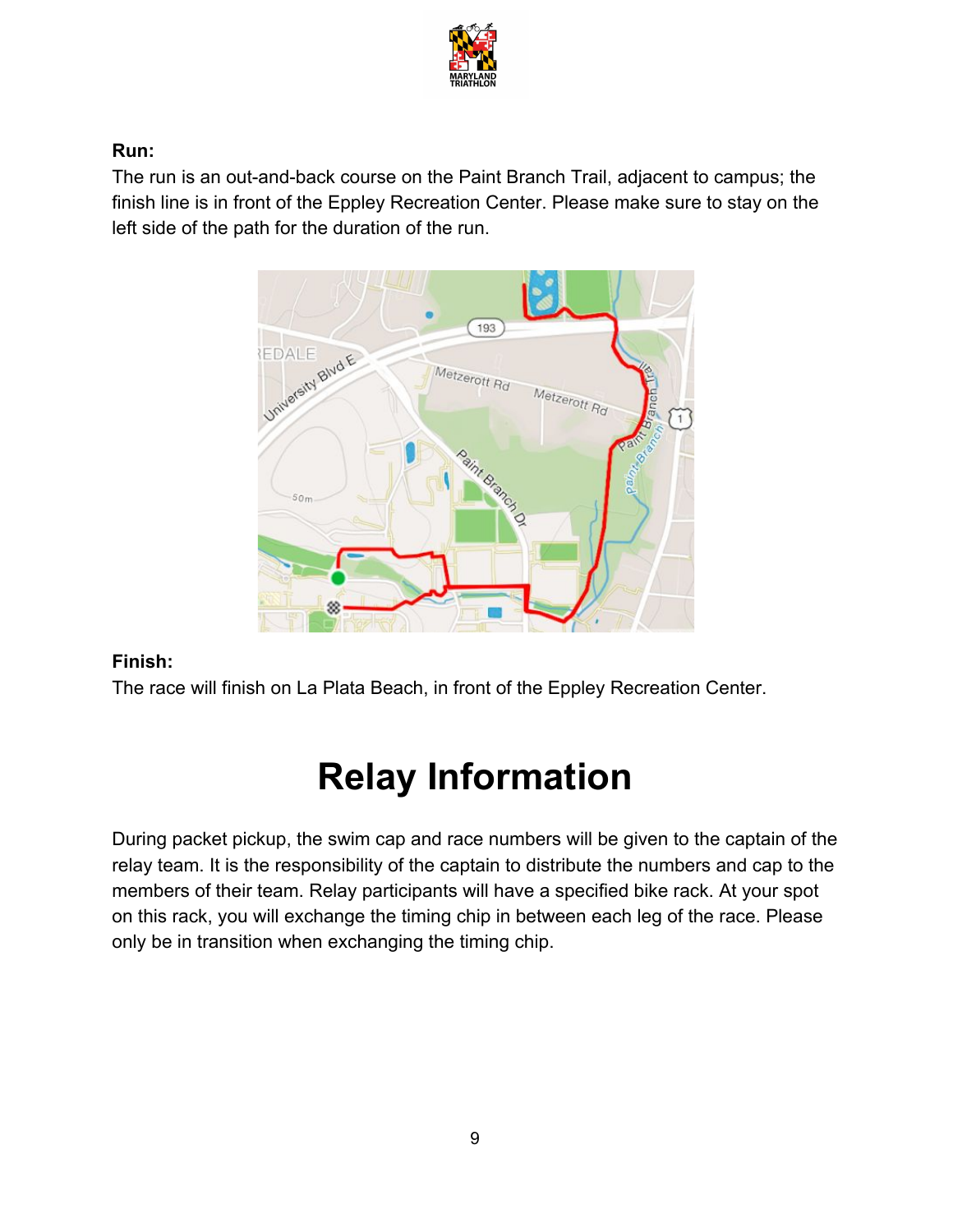**Run:**

The run is an out-and-back course on the Paint Branch Trail, adjacent to campus; the finish line is in front of the Eppley Recreation Center. Please make sure to stay on the left side of the path for the duration of the run.

**Finish:**

The race will finish on La Plata Beach, in front of the Eppley Recreation Center.

# Relay Information

During packet pickup, the swim cap and race numbers will be given to the captain of the relay team. It is the responsibility of the captain to distribute the numbers and cap to the members of their team. Relay participants will have a specified bike rack. At your spot on this rack, you will exchange the timing chip in between each leg of the race. Please only be in transition when exchanging the timing chip.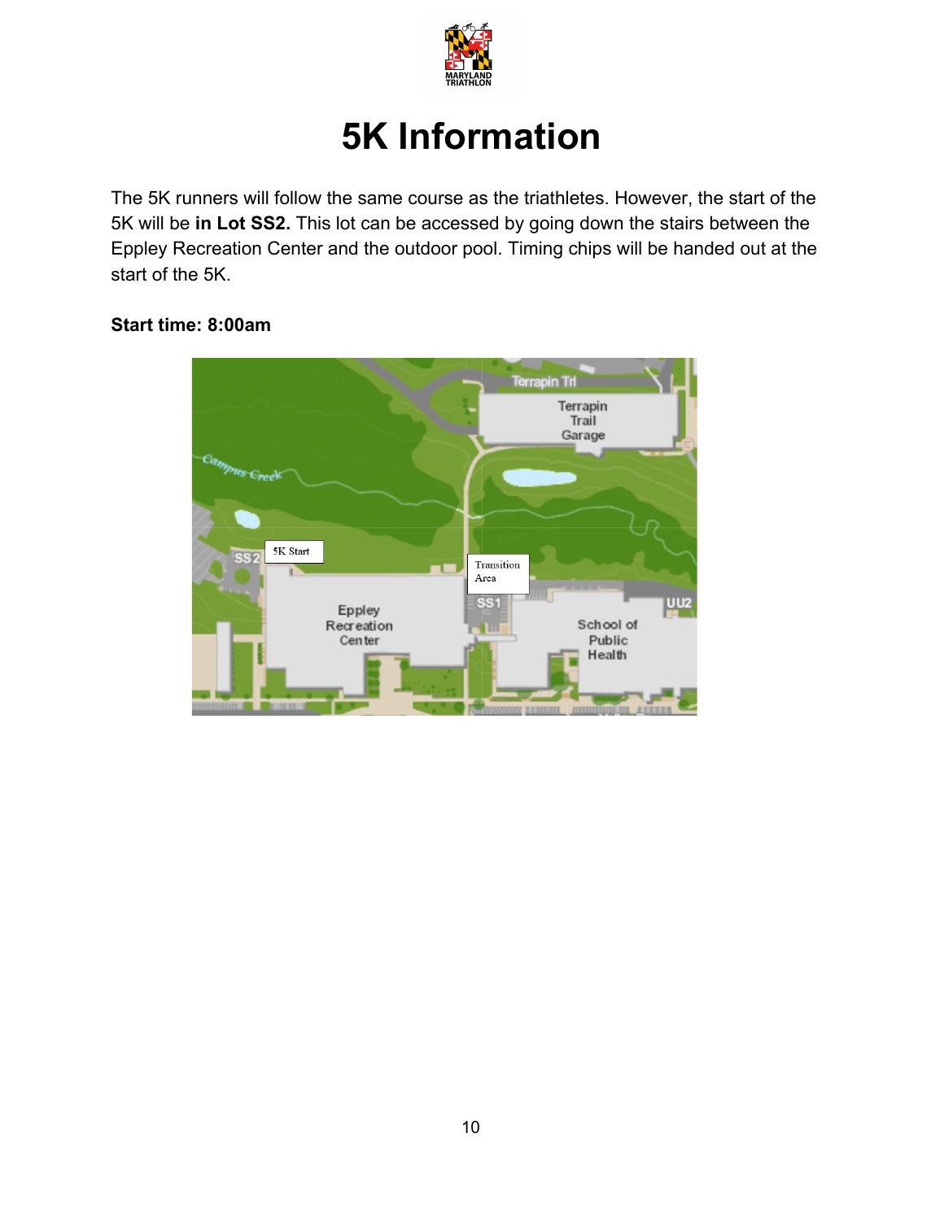# 5K Information

The 5K runners will follow the same course as the triathletes. However, the start of the 5K will be **in Lot SS2.** This lot can be accessed by going down the stairs between the Eppley Recreation Center and the outdoor pool. Timing chips will be handed out at the start of the 5K.

**Start time: 8:00am**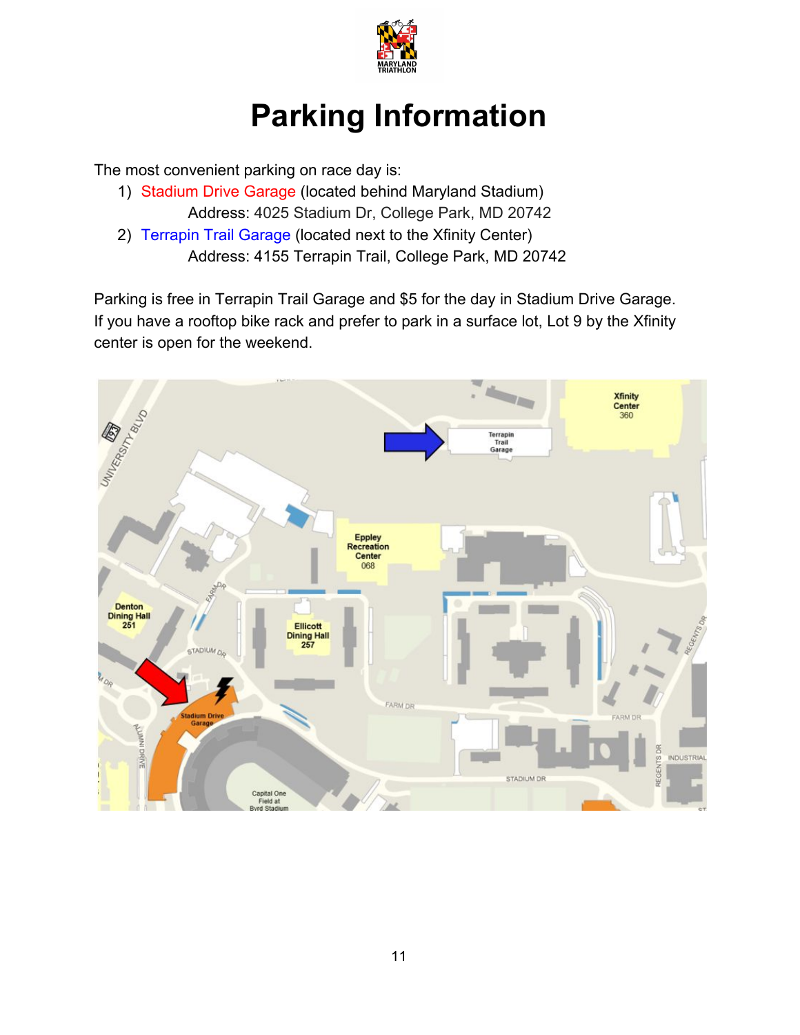# Parking Information

The most convenient parking on race day is:

1) Stadium Drive Garage (located behind Maryland Stadium)
   Address: 4025 Stadium Dr, College Park, MD 20742
2) Terrapin Trail Garage (located next to the Xfinity Center)
   Address: 4155 Terrapin Trail, College Park, MD 20742

Parking is free in Terrapin Trail Garage and $5 for the day in Stadium Drive Garage. If you have a rooftop bike rack and prefer to park in a surface lot, Lot 9 by the Xfinity center is open for the weekend.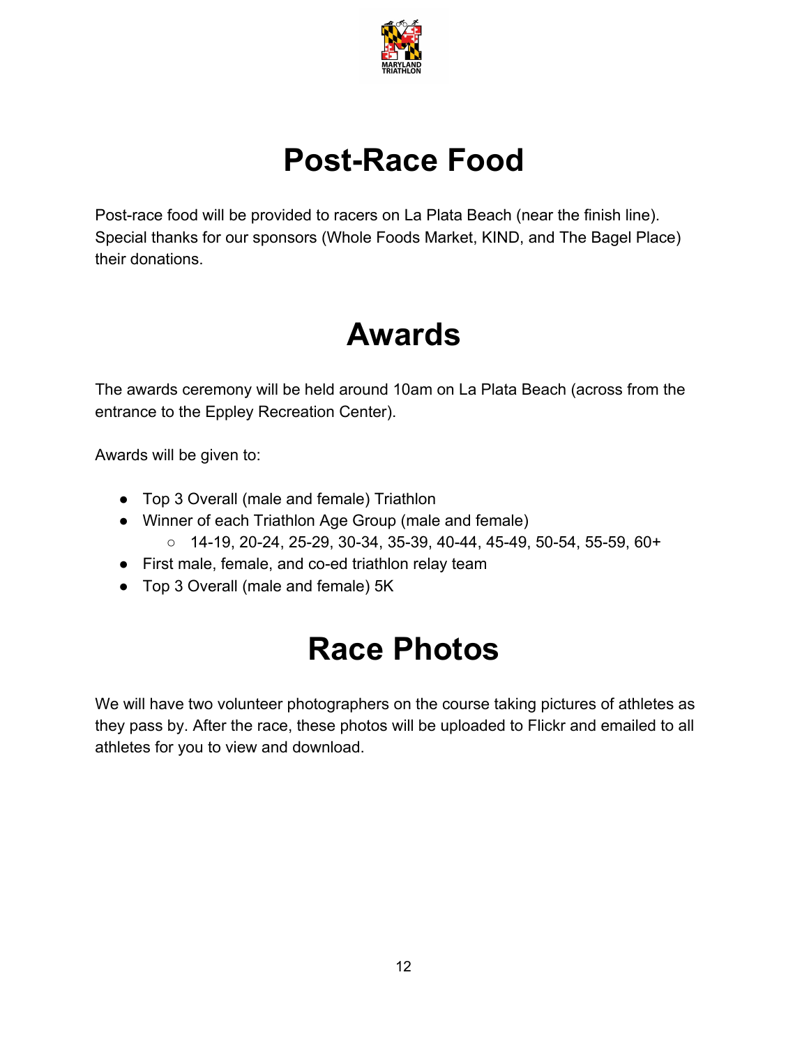# Post-Race Food

Post-race food will be provided to racers on La Plata Beach (near the finish line). Special thanks for our sponsors (Whole Foods Market, KIND, and The Bagel Place) their donations.

# Awards

The awards ceremony will be held around 10am on La Plata Beach (across from the entrance to the Eppley Recreation Center).

Awards will be given to:

- Top 3 Overall (male and female) Triathlon
- Winner of each Triathlon Age Group (male and female)
  - 14-19, 20-24, 25-29, 30-34, 35-39, 40-44, 45-49, 50-54, 55-59, 60+
- First male, female, and co-ed triathlon relay team
- Top 3 Overall (male and female) 5K

# Race Photos

We will have two volunteer photographers on the course taking pictures of athletes as they pass by. After the race, these photos will be uploaded to Flickr and emailed to all athletes for you to view and download.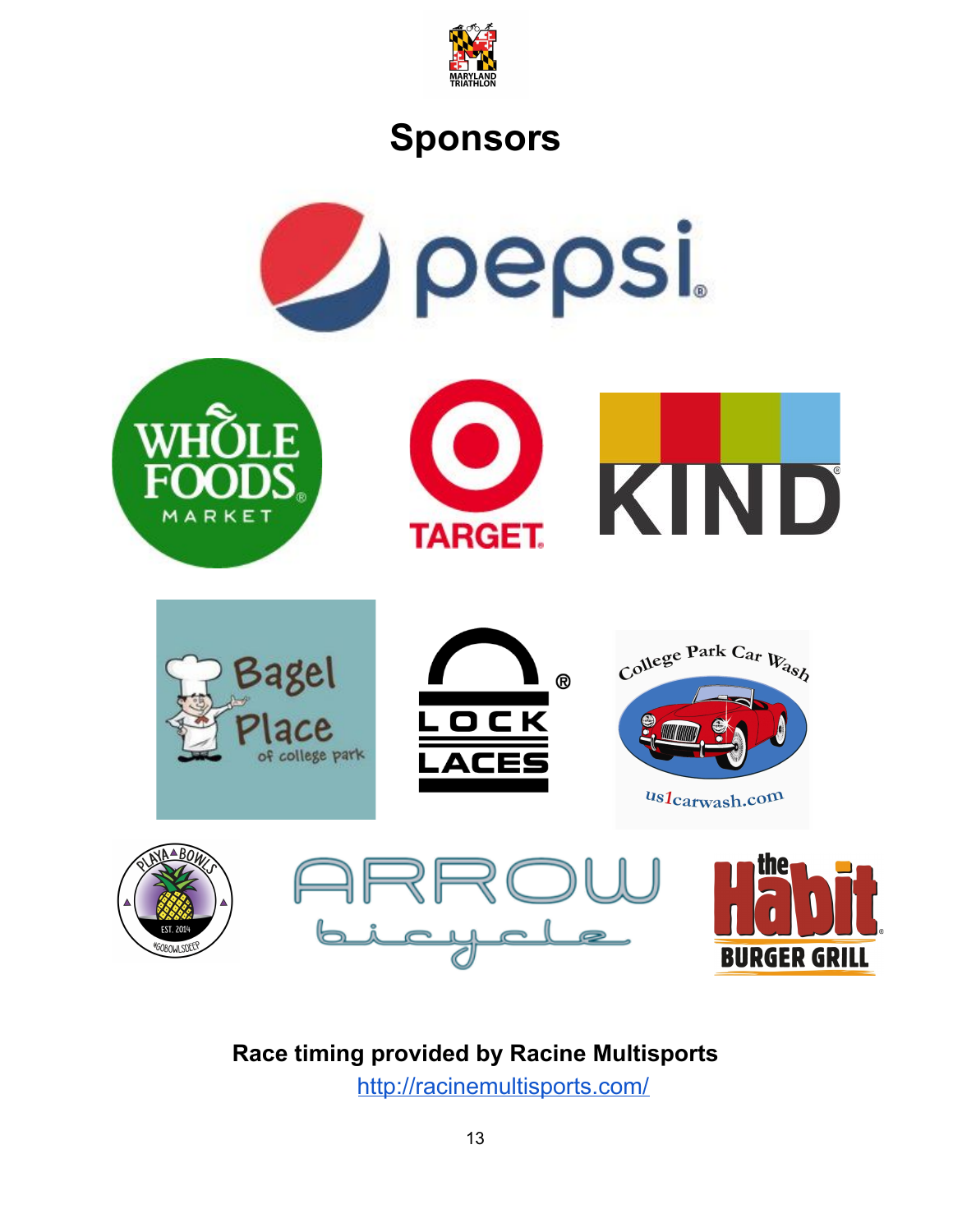# Sponsors

**Race timing provided by Racine Multisports**

http://racinemultisports.com/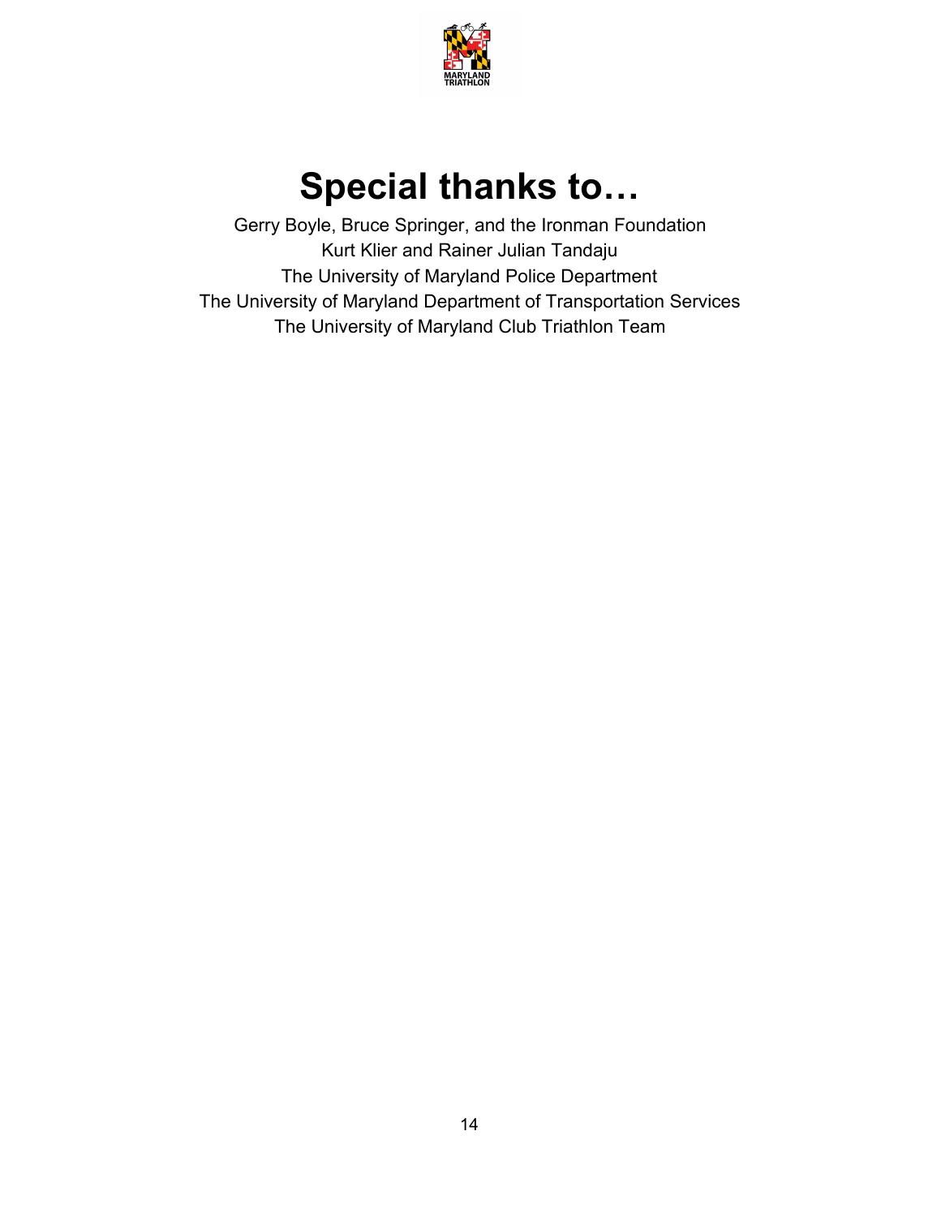# Special thanks to…

Gerry Boyle, Bruce Springer, and the Ironman Foundation
Kurt Klier and Rainer Julian Tandaju
The University of Maryland Police Department
The University of Maryland Department of Transportation Services
The University of Maryland Club Triathlon Team